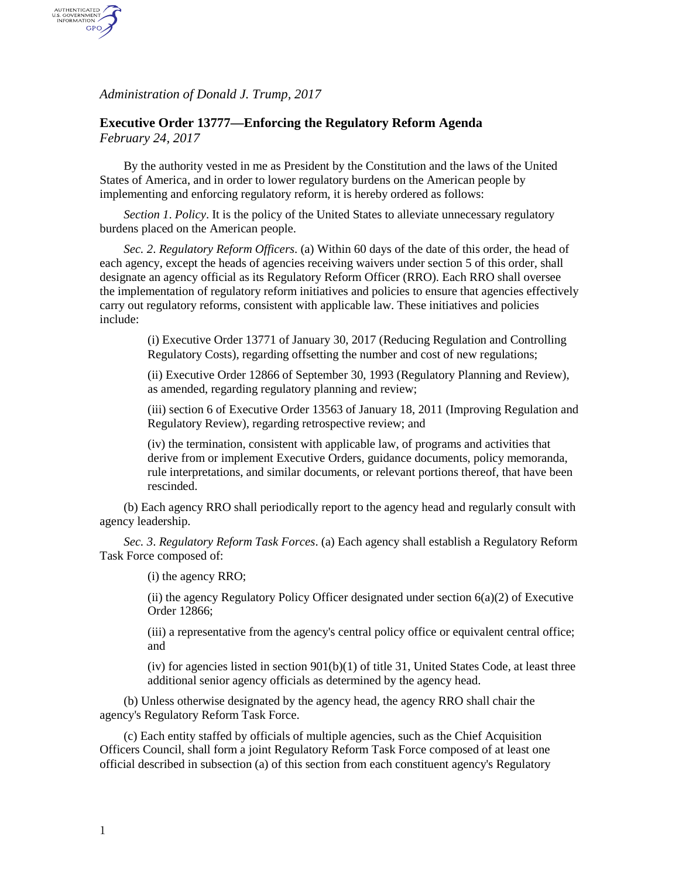*Administration of Donald J. Trump, 2017*

## Executive Order 13777—Enforcing the Regulatory Reform Agenda

*February 24, 2017*

By the authority vested in me as President by the Constitution and the laws of the United States of America, and in order to lower regulatory burdens on the American people by implementing and enforcing regulatory reform, it is hereby ordered as follows:

*Section 1*. *Policy*. It is the policy of the United States to alleviate unnecessary regulatory burdens placed on the American people.

*Sec. 2*. *Regulatory Reform Officers*. (a) Within 60 days of the date of this order, the head of each agency, except the heads of agencies receiving waivers under section 5 of this order, shall designate an agency official as its Regulatory Reform Officer (RRO). Each RRO shall oversee the implementation of regulatory reform initiatives and policies to ensure that agencies effectively carry out regulatory reforms, consistent with applicable law. These initiatives and policies include:

> (i) Executive Order 13771 of January 30, 2017 (Reducing Regulation and Controlling Regulatory Costs), regarding offsetting the number and cost of new regulations;
>
> (ii) Executive Order 12866 of September 30, 1993 (Regulatory Planning and Review), as amended, regarding regulatory planning and review;
>
> (iii) section 6 of Executive Order 13563 of January 18, 2011 (Improving Regulation and Regulatory Review), regarding retrospective review; and
>
> (iv) the termination, consistent with applicable law, of programs and activities that derive from or implement Executive Orders, guidance documents, policy memoranda, rule interpretations, and similar documents, or relevant portions thereof, that have been rescinded.

(b) Each agency RRO shall periodically report to the agency head and regularly consult with agency leadership.

*Sec. 3*. *Regulatory Reform Task Forces*. (a) Each agency shall establish a Regulatory Reform Task Force composed of:

> (i) the agency RRO;
>
> (ii) the agency Regulatory Policy Officer designated under section 6(a)(2) of Executive Order 12866;
>
> (iii) a representative from the agency's central policy office or equivalent central office; and
>
> (iv) for agencies listed in section 901(b)(1) of title 31, United States Code, at least three additional senior agency officials as determined by the agency head.

(b) Unless otherwise designated by the agency head, the agency RRO shall chair the agency's Regulatory Reform Task Force.

(c) Each entity staffed by officials of multiple agencies, such as the Chief Acquisition Officers Council, shall form a joint Regulatory Reform Task Force composed of at least one official described in subsection (a) of this section from each constituent agency's Regulatory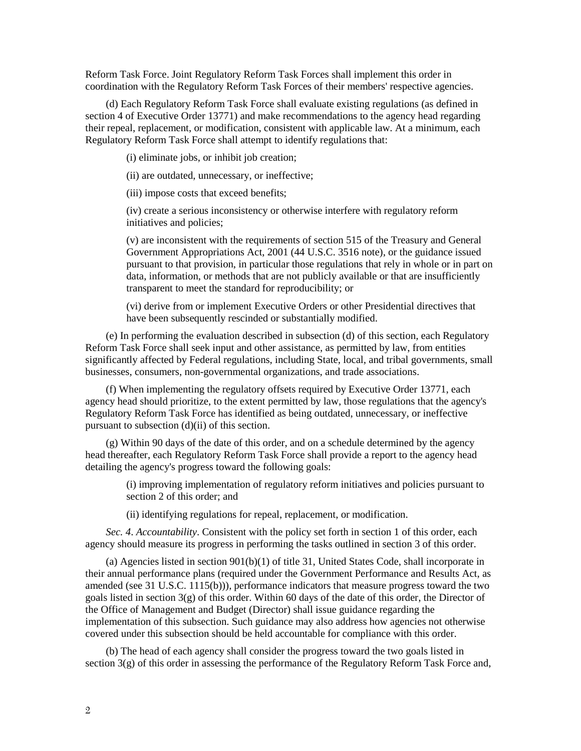Reform Task Force. Joint Regulatory Reform Task Forces shall implement this order in coordination with the Regulatory Reform Task Forces of their members' respective agencies.

(d) Each Regulatory Reform Task Force shall evaluate existing regulations (as defined in section 4 of Executive Order 13771) and make recommendations to the agency head regarding their repeal, replacement, or modification, consistent with applicable law. At a minimum, each Regulatory Reform Task Force shall attempt to identify regulations that:

(i) eliminate jobs, or inhibit job creation;

(ii) are outdated, unnecessary, or ineffective;

(iii) impose costs that exceed benefits;

(iv) create a serious inconsistency or otherwise interfere with regulatory reform initiatives and policies;

(v) are inconsistent with the requirements of section 515 of the Treasury and General Government Appropriations Act, 2001 (44 U.S.C. 3516 note), or the guidance issued pursuant to that provision, in particular those regulations that rely in whole or in part on data, information, or methods that are not publicly available or that are insufficiently transparent to meet the standard for reproducibility; or

(vi) derive from or implement Executive Orders or other Presidential directives that have been subsequently rescinded or substantially modified.

(e) In performing the evaluation described in subsection (d) of this section, each Regulatory Reform Task Force shall seek input and other assistance, as permitted by law, from entities significantly affected by Federal regulations, including State, local, and tribal governments, small businesses, consumers, non-governmental organizations, and trade associations.

(f) When implementing the regulatory offsets required by Executive Order 13771, each agency head should prioritize, to the extent permitted by law, those regulations that the agency's Regulatory Reform Task Force has identified as being outdated, unnecessary, or ineffective pursuant to subsection (d)(ii) of this section.

(g) Within 90 days of the date of this order, and on a schedule determined by the agency head thereafter, each Regulatory Reform Task Force shall provide a report to the agency head detailing the agency's progress toward the following goals:

(i) improving implementation of regulatory reform initiatives and policies pursuant to section 2 of this order; and

(ii) identifying regulations for repeal, replacement, or modification.

*Sec. 4. Accountability*. Consistent with the policy set forth in section 1 of this order, each agency should measure its progress in performing the tasks outlined in section 3 of this order.

(a) Agencies listed in section 901(b)(1) of title 31, United States Code, shall incorporate in their annual performance plans (required under the Government Performance and Results Act, as amended (see 31 U.S.C. 1115(b))), performance indicators that measure progress toward the two goals listed in section 3(g) of this order. Within 60 days of the date of this order, the Director of the Office of Management and Budget (Director) shall issue guidance regarding the implementation of this subsection. Such guidance may also address how agencies not otherwise covered under this subsection should be held accountable for compliance with this order.

(b) The head of each agency shall consider the progress toward the two goals listed in section 3(g) of this order in assessing the performance of the Regulatory Reform Task Force and,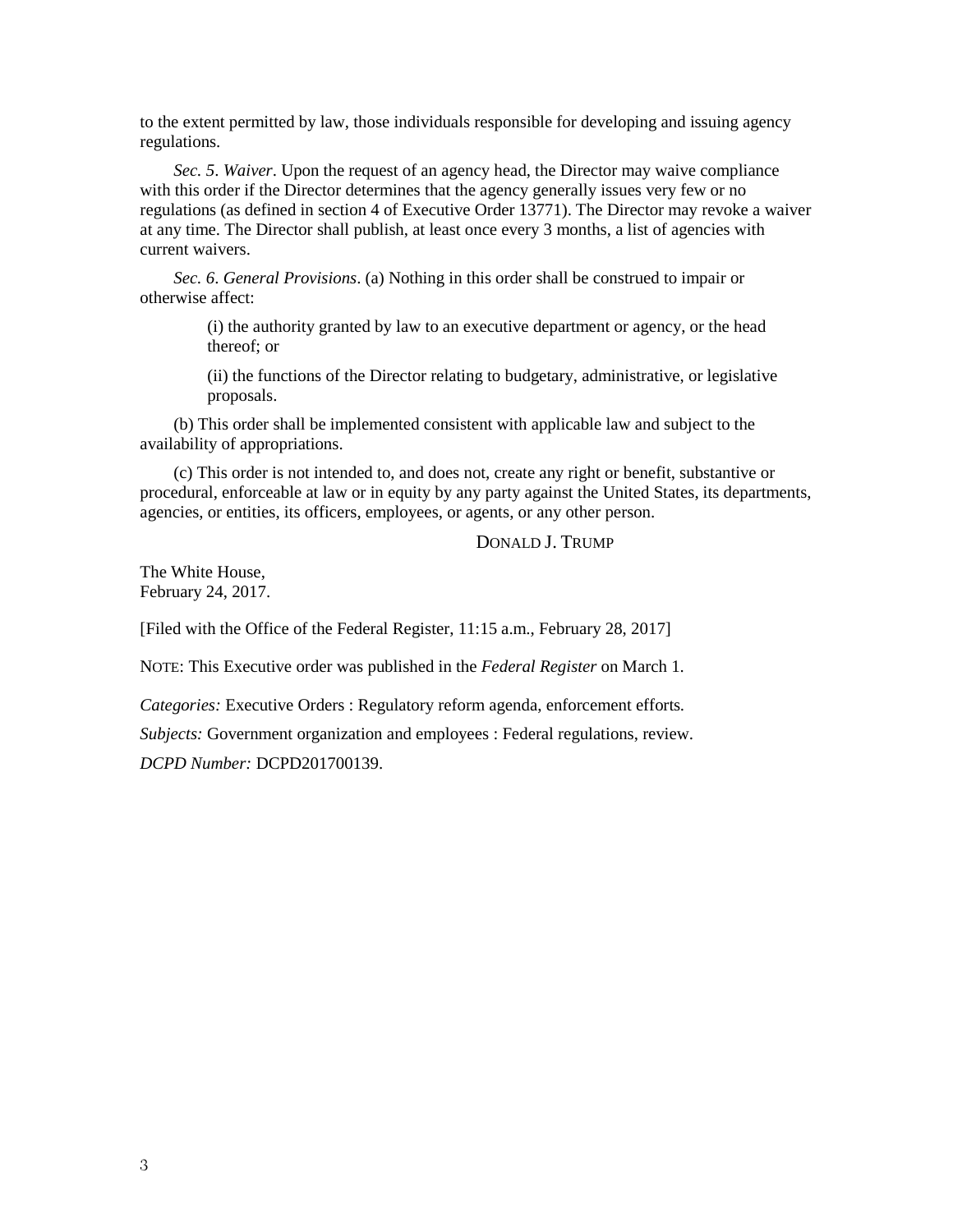to the extent permitted by law, those individuals responsible for developing and issuing agency regulations.

*Sec. 5*. *Waiver*. Upon the request of an agency head, the Director may waive compliance with this order if the Director determines that the agency generally issues very few or no regulations (as defined in section 4 of Executive Order 13771). The Director may revoke a waiver at any time. The Director shall publish, at least once every 3 months, a list of agencies with current waivers.

*Sec. 6*. *General Provisions*. (a) Nothing in this order shall be construed to impair or otherwise affect:

> (i) the authority granted by law to an executive department or agency, or the head thereof; or
>
> (ii) the functions of the Director relating to budgetary, administrative, or legislative proposals.

(b) This order shall be implemented consistent with applicable law and subject to the availability of appropriations.

(c) This order is not intended to, and does not, create any right or benefit, substantive or procedural, enforceable at law or in equity by any party against the United States, its departments, agencies, or entities, its officers, employees, or agents, or any other person.

DONALD J. TRUMP

The White House,
February 24, 2017.

[Filed with the Office of the Federal Register, 11:15 a.m., February 28, 2017]

NOTE: This Executive order was published in the *Federal Register* on March 1.

*Categories:* Executive Orders : Regulatory reform agenda, enforcement efforts.

*Subjects:* Government organization and employees : Federal regulations, review.

*DCPD Number:* DCPD201700139.